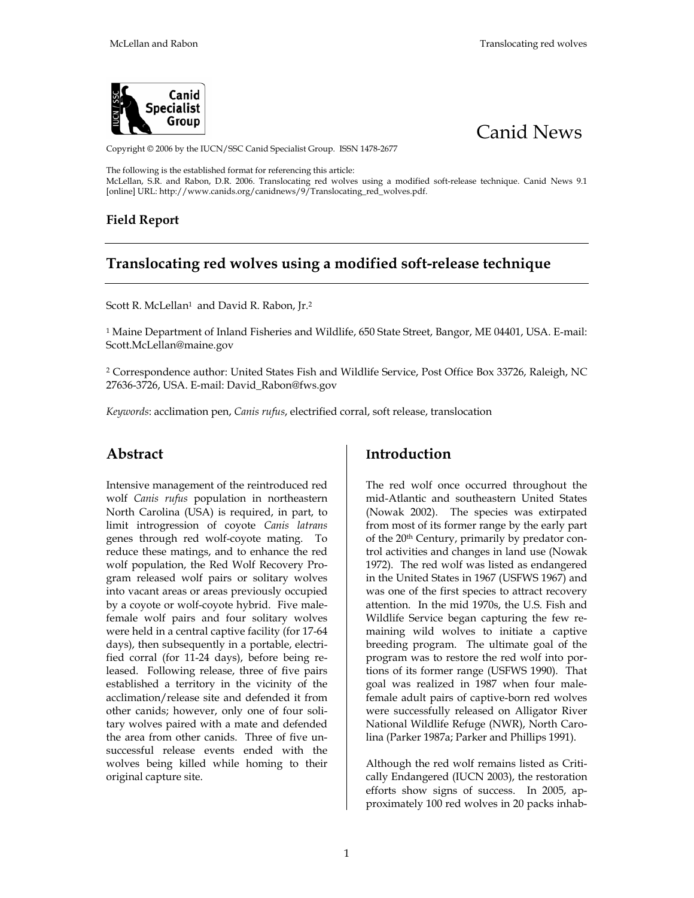Canid News

Copyright © 2006 by the IUCN/SSC Canid Specialist Group. ISSN 1478-2677

The following is the established format for referencing this article:
McLellan, S.R. and Rabon, D.R. 2006. Translocating red wolves using a modified soft-release technique. Canid News 9.1 [online] URL: http://www.canids.org/canidnews/9/Translocating_red_wolves.pdf.

**Field Report**

# Translocating red wolves using a modified soft-release technique

Scott R. McLellan[1] and David R. Rabon, Jr.[2]

[1] Maine Department of Inland Fisheries and Wildlife, 650 State Street, Bangor, ME 04401, USA. E-mail: Scott.McLellan@maine.gov

[2] Correspondence author: United States Fish and Wildlife Service, Post Office Box 33726, Raleigh, NC 27636-3726, USA. E-mail: David_Rabon@fws.gov

*Keywords*: acclimation pen, *Canis rufus*, electrified corral, soft release, translocation

## Abstract

Intensive management of the reintroduced red wolf *Canis rufus* population in northeastern North Carolina (USA) is required, in part, to limit introgression of coyote *Canis latrans* genes through red wolf-coyote mating. To reduce these matings, and to enhance the red wolf population, the Red Wolf Recovery Program released wolf pairs or solitary wolves into vacant areas or areas previously occupied by a coyote or wolf-coyote hybrid. Five male-female wolf pairs and four solitary wolves were held in a central captive facility (for 17-64 days), then subsequently in a portable, electrified corral (for 11-24 days), before being released. Following release, three of five pairs established a territory in the vicinity of the acclimation/release site and defended it from other canids; however, only one of four solitary wolves paired with a mate and defended the area from other canids. Three of five unsuccessful release events ended with the wolves being killed while homing to their original capture site.

## Introduction

The red wolf once occurred throughout the mid-Atlantic and southeastern United States (Nowak 2002). The species was extirpated from most of its former range by the early part of the 20th Century, primarily by predator control activities and changes in land use (Nowak 1972). The red wolf was listed as endangered in the United States in 1967 (USFWS 1967) and was one of the first species to attract recovery attention. In the mid 1970s, the U.S. Fish and Wildlife Service began capturing the few remaining wild wolves to initiate a captive breeding program. The ultimate goal of the program was to restore the red wolf into portions of its former range (USFWS 1990). That goal was realized in 1987 when four male-female adult pairs of captive-born red wolves were successfully released on Alligator River National Wildlife Refuge (NWR), North Carolina (Parker 1987a; Parker and Phillips 1991).

Although the red wolf remains listed as Critically Endangered (IUCN 2003), the restoration efforts show signs of success. In 2005, approximately 100 red wolves in 20 packs inhab-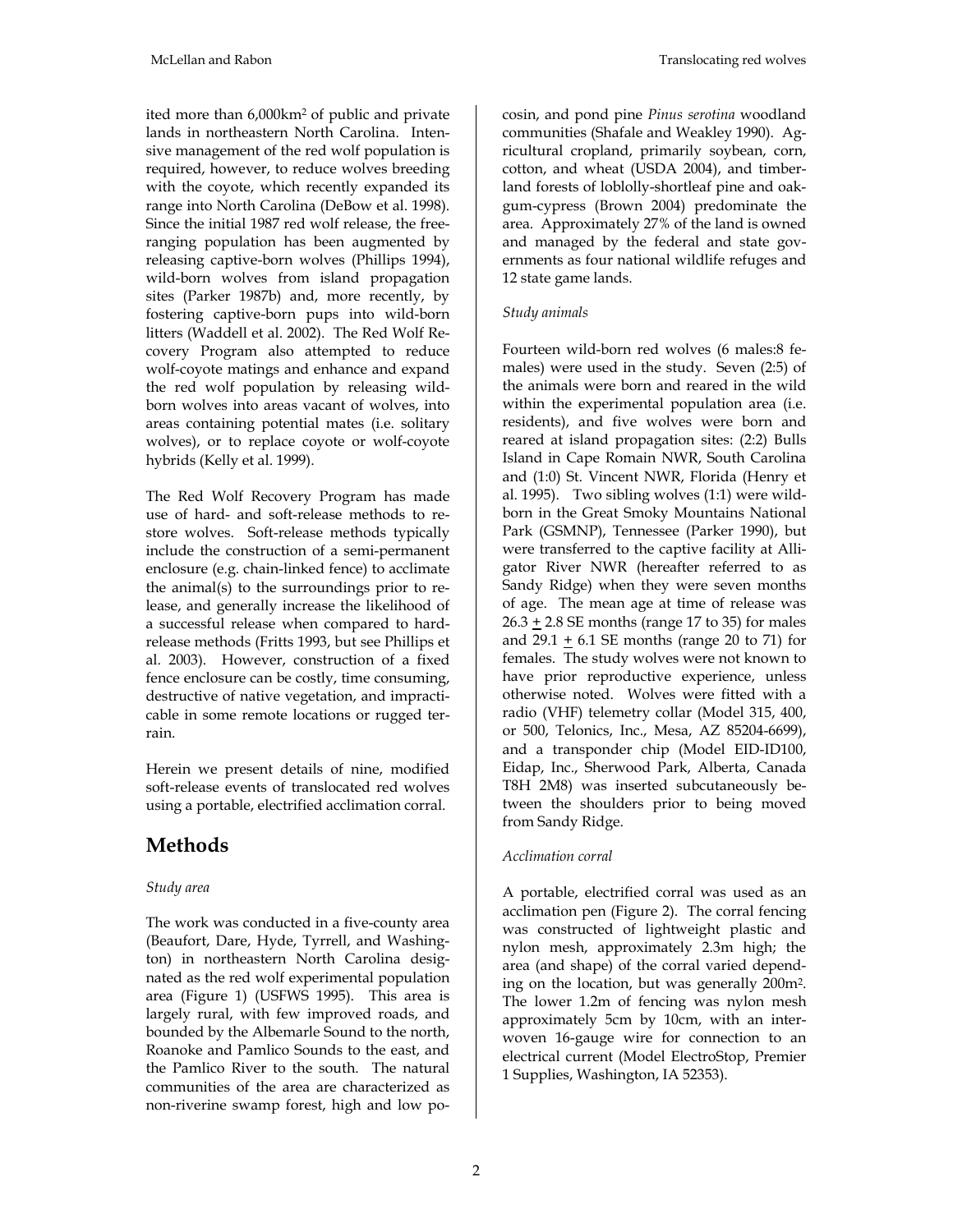ited more than 6,000km$^2$ of public and private lands in northeastern North Carolina. Intensive management of the red wolf population is required, however, to reduce wolves breeding with the coyote, which recently expanded its range into North Carolina (DeBow et al. 1998). Since the initial 1987 red wolf release, the free-ranging population has been augmented by releasing captive-born wolves (Phillips 1994), wild-born wolves from island propagation sites (Parker 1987b) and, more recently, by fostering captive-born pups into wild-born litters (Waddell et al. 2002). The Red Wolf Recovery Program also attempted to reduce wolf-coyote matings and enhance and expand the red wolf population by releasing wild-born wolves into areas vacant of wolves, into areas containing potential mates (i.e. solitary wolves), or to replace coyote or wolf-coyote hybrids (Kelly et al. 1999).

The Red Wolf Recovery Program has made use of hard- and soft-release methods to restore wolves. Soft-release methods typically include the construction of a semi-permanent enclosure (e.g. chain-linked fence) to acclimate the animal(s) to the surroundings prior to release, and generally increase the likelihood of a successful release when compared to hard-release methods (Fritts 1993, but see Phillips et al. 2003). However, construction of a fixed fence enclosure can be costly, time consuming, destructive of native vegetation, and impracticable in some remote locations or rugged terrain.

Herein we present details of nine, modified soft-release events of translocated red wolves using a portable, electrified acclimation corral.

## Methods

### *Study area*

The work was conducted in a five-county area (Beaufort, Dare, Hyde, Tyrrell, and Washington) in northeastern North Carolina designated as the red wolf experimental population area (Figure 1) (USFWS 1995). This area is largely rural, with few improved roads, and bounded by the Albemarle Sound to the north, Roanoke and Pamlico Sounds to the east, and the Pamlico River to the south. The natural communities of the area are characterized as non-riverine swamp forest, high and low pocosin, and pond pine *Pinus serotina* woodland communities (Shafale and Weakley 1990). Agricultural cropland, primarily soybean, corn, cotton, and wheat (USDA 2004), and timberland forests of loblolly-shortleaf pine and oak-gum-cypress (Brown 2004) predominate the area. Approximately 27% of the land is owned and managed by the federal and state governments as four national wildlife refuges and 12 state game lands.

### *Study animals*

Fourteen wild-born red wolves (6 males:8 females) were used in the study. Seven (2:5) of the animals were born and reared in the wild within the experimental population area (i.e. residents), and five wolves were born and reared at island propagation sites: (2:2) Bulls Island in Cape Romain NWR, South Carolina and (1:0) St. Vincent NWR, Florida (Henry et al. 1995). Two sibling wolves (1:1) were wild-born in the Great Smoky Mountains National Park (GSMNP), Tennessee (Parker 1990), but were transferred to the captive facility at Alligator River NWR (hereafter referred to as Sandy Ridge) when they were seven months of age. The mean age at time of release was $26.3 \pm 2.8$ SE months (range 17 to 35) for males and $29.1 \pm 6.1$ SE months (range 20 to 71) for females. The study wolves were not known to have prior reproductive experience, unless otherwise noted. Wolves were fitted with a radio (VHF) telemetry collar (Model 315, 400, or 500, Telonics, Inc., Mesa, AZ 85204-6699), and a transponder chip (Model EID-ID100, Eidap, Inc., Sherwood Park, Alberta, Canada T8H 2M8) was inserted subcutaneously between the shoulders prior to being moved from Sandy Ridge.

### *Acclimation corral*

A portable, electrified corral was used as an acclimation pen (Figure 2). The corral fencing was constructed of lightweight plastic and nylon mesh, approximately 2.3m high; the area (and shape) of the corral varied depending on the location, but was generally 200m$^2$. The lower 1.2m of fencing was nylon mesh approximately 5cm by 10cm, with an interwoven 16-gauge wire for connection to an electrical current (Model ElectroStop, Premier 1 Supplies, Washington, IA 52353).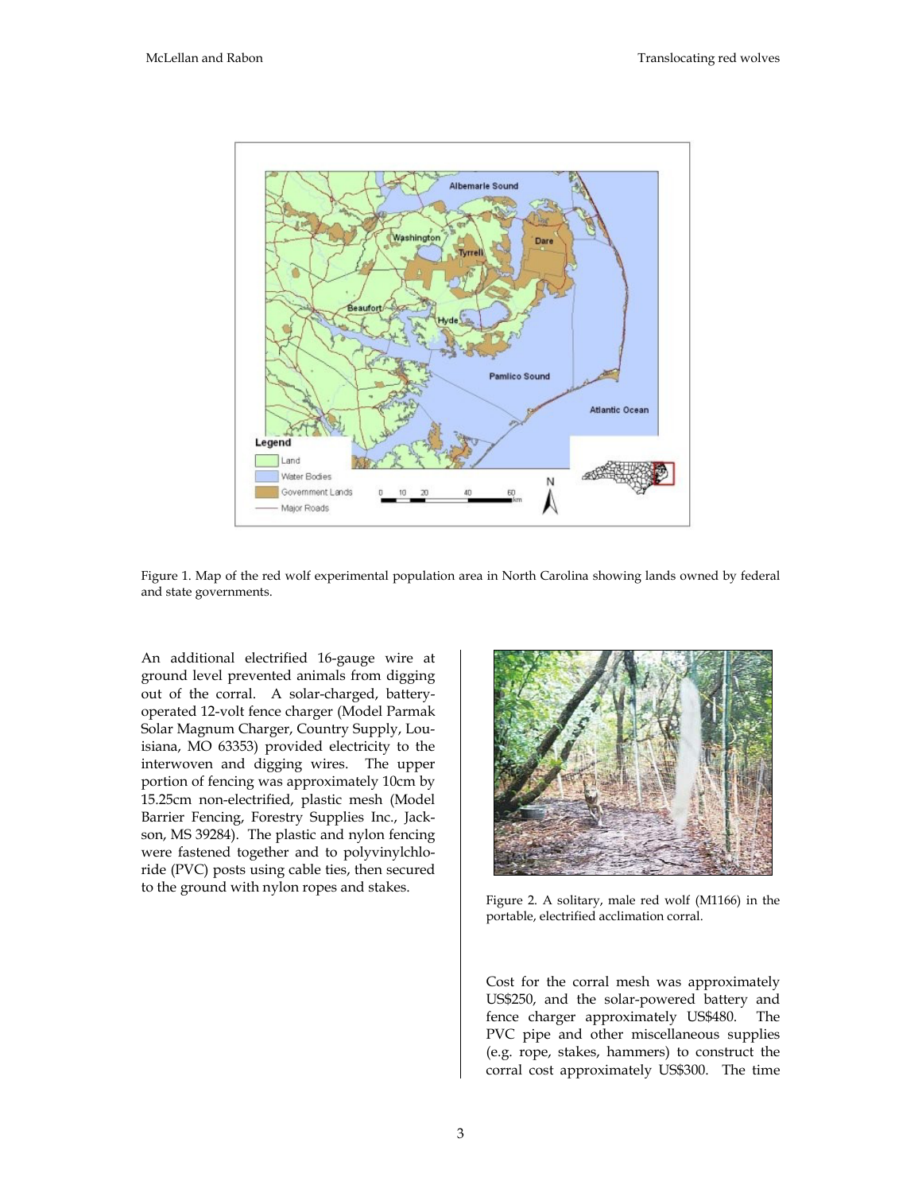Figure 1. Map of the red wolf experimental population area in North Carolina showing lands owned by federal and state governments.

An additional electrified 16-gauge wire at ground level prevented animals from digging out of the corral. A solar-charged, battery-operated 12-volt fence charger (Model Parmak Solar Magnum Charger, Country Supply, Louisiana, MO 63353) provided electricity to the interwoven and digging wires. The upper portion of fencing was approximately 10cm by 15.25cm non-electrified, plastic mesh (Model Barrier Fencing, Forestry Supplies Inc., Jackson, MS 39284). The plastic and nylon fencing were fastened together and to polyvinylchloride (PVC) posts using cable ties, then secured to the ground with nylon ropes and stakes.

Figure 2. A solitary, male red wolf (M1166) in the portable, electrified acclimation corral.

Cost for the corral mesh was approximately US$250, and the solar-powered battery and fence charger approximately US$480. The PVC pipe and other miscellaneous supplies (e.g. rope, stakes, hammers) to construct the corral cost approximately US$300. The time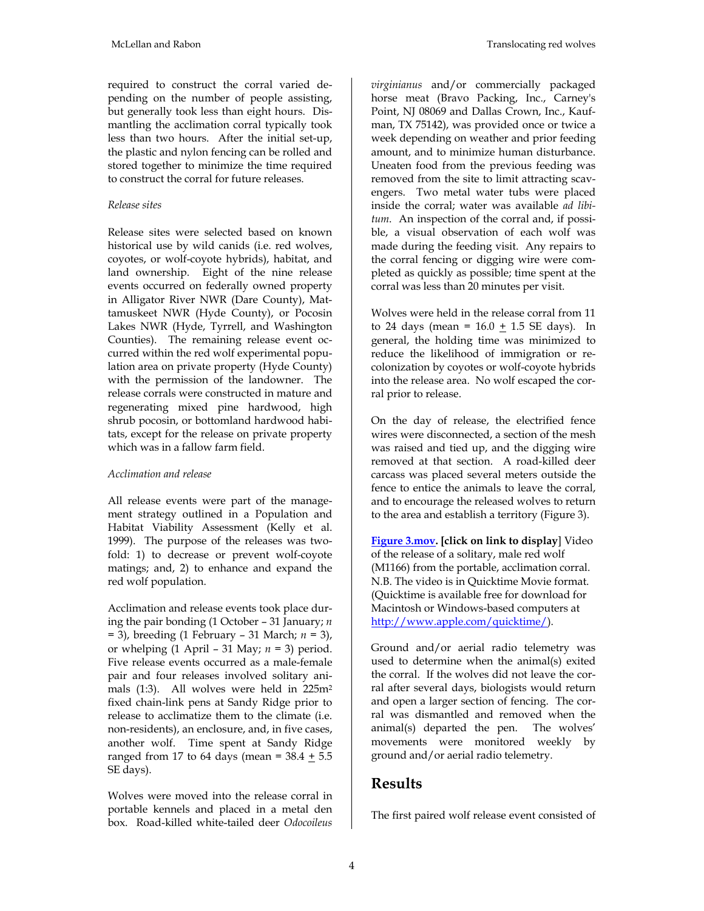required to construct the corral varied depending on the number of people assisting, but generally took less than eight hours. Dismantling the acclimation corral typically took less than two hours. After the initial set-up, the plastic and nylon fencing can be rolled and stored together to minimize the time required to construct the corral for future releases.

*Release sites*

Release sites were selected based on known historical use by wild canids (i.e. red wolves, coyotes, or wolf-coyote hybrids), habitat, and land ownership. Eight of the nine release events occurred on federally owned property in Alligator River NWR (Dare County), Mattamuskeet NWR (Hyde County), or Pocosin Lakes NWR (Hyde, Tyrrell, and Washington Counties). The remaining release event occurred within the red wolf experimental population area on private property (Hyde County) with the permission of the landowner. The release corrals were constructed in mature and regenerating mixed pine hardwood, high shrub pocosin, or bottomland hardwood habitats, except for the release on private property which was in a fallow farm field.

*Acclimation and release*

All release events were part of the management strategy outlined in a Population and Habitat Viability Assessment (Kelly et al. 1999). The purpose of the releases was twofold: 1) to decrease or prevent wolf-coyote matings; and, 2) to enhance and expand the red wolf population.

Acclimation and release events took place during the pair bonding (1 October – 31 January; $n$ = 3), breeding (1 February – 31 March; $n$ = 3), or whelping (1 April – 31 May; $n$ = 3) period. Five release events occurred as a male-female pair and four releases involved solitary animals (1:3). All wolves were held in 225$m^2$ fixed chain-link pens at Sandy Ridge prior to release to acclimatize them to the climate (i.e. non-residents), an enclosure, and, in five cases, another wolf. Time spent at Sandy Ridge ranged from 17 to 64 days (mean = 38.4 $\pm$ 5.5 SE days).

Wolves were moved into the release corral in portable kennels and placed in a metal den box. Road-killed white-tailed deer *Odocoileus virginianus* and/or commercially packaged horse meat (Bravo Packing, Inc., Carney's Point, NJ 08069 and Dallas Crown, Inc., Kaufman, TX 75142), was provided once or twice a week depending on weather and prior feeding amount, and to minimize human disturbance. Uneaten food from the previous feeding was removed from the site to limit attracting scavengers. Two metal water tubs were placed inside the corral; water was available *ad libitum*. An inspection of the corral and, if possible, a visual observation of each wolf was made during the feeding visit. Any repairs to the corral fencing or digging wire were completed as quickly as possible; time spent at the corral was less than 20 minutes per visit.

Wolves were held in the release corral from 11 to 24 days (mean = 16.0 $\pm$ 1.5 SE days). In general, the holding time was minimized to reduce the likelihood of immigration or recolonization by coyotes or wolf-coyote hybrids into the release area. No wolf escaped the corral prior to release.

On the day of release, the electrified fence wires were disconnected, a section of the mesh was raised and tied up, and the digging wire removed at that section. A road-killed deer carcass was placed several meters outside the fence to entice the animals to leave the corral, and to encourage the released wolves to return to the area and establish a territory (Figure 3).

**Figure 3.mov. [click on link to display]** Video of the release of a solitary, male red wolf (M1166) from the portable, acclimation corral. N.B. The video is in Quicktime Movie format. (Quicktime is available free for download for Macintosh or Windows-based computers at http://www.apple.com/quicktime/).

Ground and/or aerial radio telemetry was used to determine when the animal(s) exited the corral. If the wolves did not leave the corral after several days, biologists would return and open a larger section of fencing. The corral was dismantled and removed when the animal(s) departed the pen. The wolves' movements were monitored weekly by ground and/or aerial radio telemetry.

## Results

The first paired wolf release event consisted of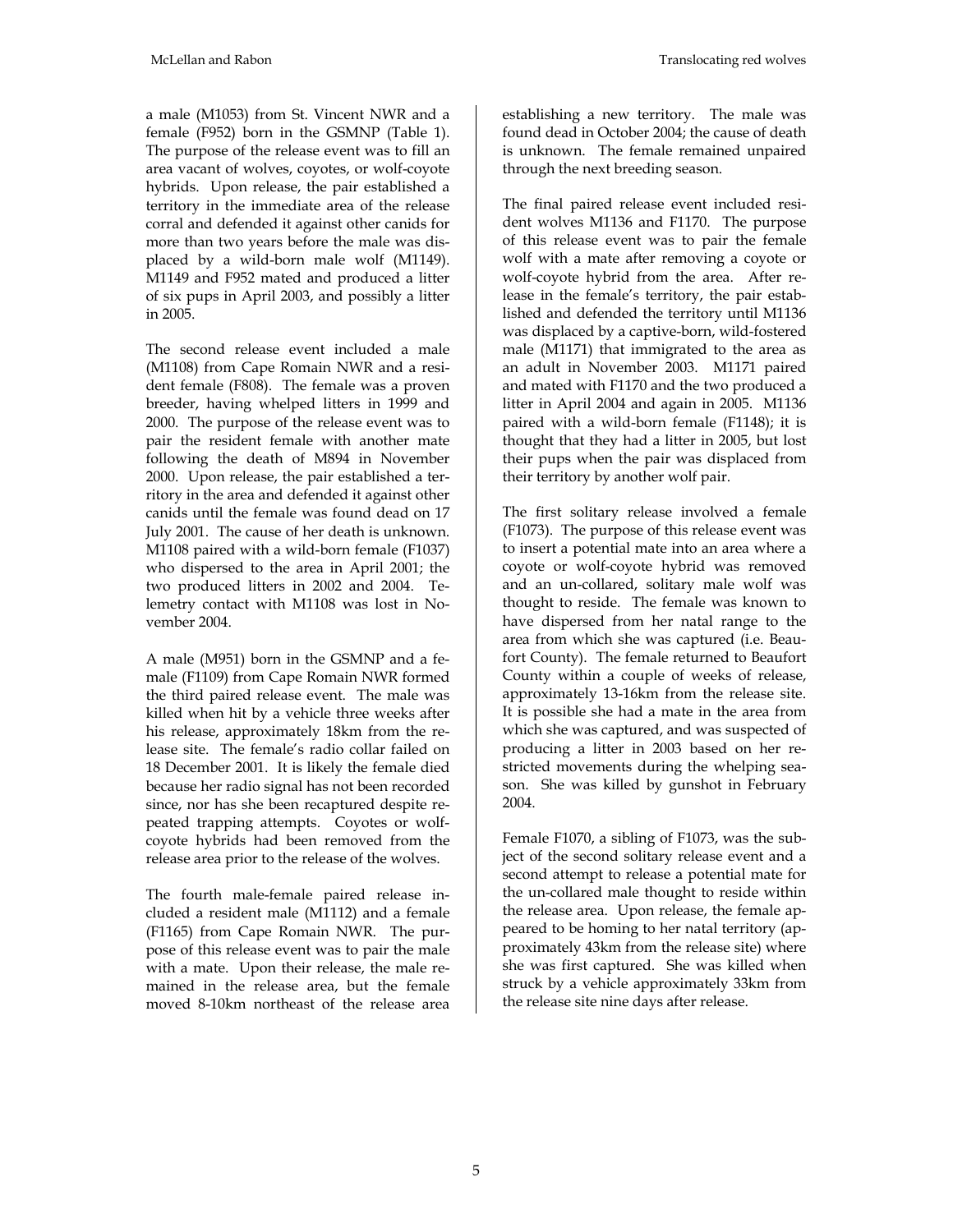a male (M1053) from St. Vincent NWR and a female (F952) born in the GSMNP (Table 1). The purpose of the release event was to fill an area vacant of wolves, coyotes, or wolf-coyote hybrids. Upon release, the pair established a territory in the immediate area of the release corral and defended it against other canids for more than two years before the male was displaced by a wild-born male wolf (M1149). M1149 and F952 mated and produced a litter of six pups in April 2003, and possibly a litter in 2005.

The second release event included a male (M1108) from Cape Romain NWR and a resident female (F808). The female was a proven breeder, having whelped litters in 1999 and 2000. The purpose of the release event was to pair the resident female with another mate following the death of M894 in November 2000. Upon release, the pair established a territory in the area and defended it against other canids until the female was found dead on 17 July 2001. The cause of her death is unknown. M1108 paired with a wild-born female (F1037) who dispersed to the area in April 2001; the two produced litters in 2002 and 2004. Telemetry contact with M1108 was lost in November 2004.

A male (M951) born in the GSMNP and a female (F1109) from Cape Romain NWR formed the third paired release event. The male was killed when hit by a vehicle three weeks after his release, approximately 18km from the release site. The female's radio collar failed on 18 December 2001. It is likely the female died because her radio signal has not been recorded since, nor has she been recaptured despite repeated trapping attempts. Coyotes or wolf-coyote hybrids had been removed from the release area prior to the release of the wolves.

The fourth male-female paired release included a resident male (M1112) and a female (F1165) from Cape Romain NWR. The purpose of this release event was to pair the male with a mate. Upon their release, the male remained in the release area, but the female moved 8-10km northeast of the release area establishing a new territory. The male was found dead in October 2004; the cause of death is unknown. The female remained unpaired through the next breeding season.

The final paired release event included resident wolves M1136 and F1170. The purpose of this release event was to pair the female wolf with a mate after removing a coyote or wolf-coyote hybrid from the area. After release in the female's territory, the pair established and defended the territory until M1136 was displaced by a captive-born, wild-fostered male (M1171) that immigrated to the area as an adult in November 2003. M1171 paired and mated with F1170 and the two produced a litter in April 2004 and again in 2005. M1136 paired with a wild-born female (F1148); it is thought that they had a litter in 2005, but lost their pups when the pair was displaced from their territory by another wolf pair.

The first solitary release involved a female (F1073). The purpose of this release event was to insert a potential mate into an area where a coyote or wolf-coyote hybrid was removed and an un-collared, solitary male wolf was thought to reside. The female was known to have dispersed from her natal range to the area from which she was captured (i.e. Beaufort County). The female returned to Beaufort County within a couple of weeks of release, approximately 13-16km from the release site. It is possible she had a mate in the area from which she was captured, and was suspected of producing a litter in 2003 based on her restricted movements during the whelping season. She was killed by gunshot in February 2004.

Female F1070, a sibling of F1073, was the subject of the second solitary release event and a second attempt to release a potential mate for the un-collared male thought to reside within the release area. Upon release, the female appeared to be homing to her natal territory (approximately 43km from the release site) where she was first captured. She was killed when struck by a vehicle approximately 33km from the release site nine days after release.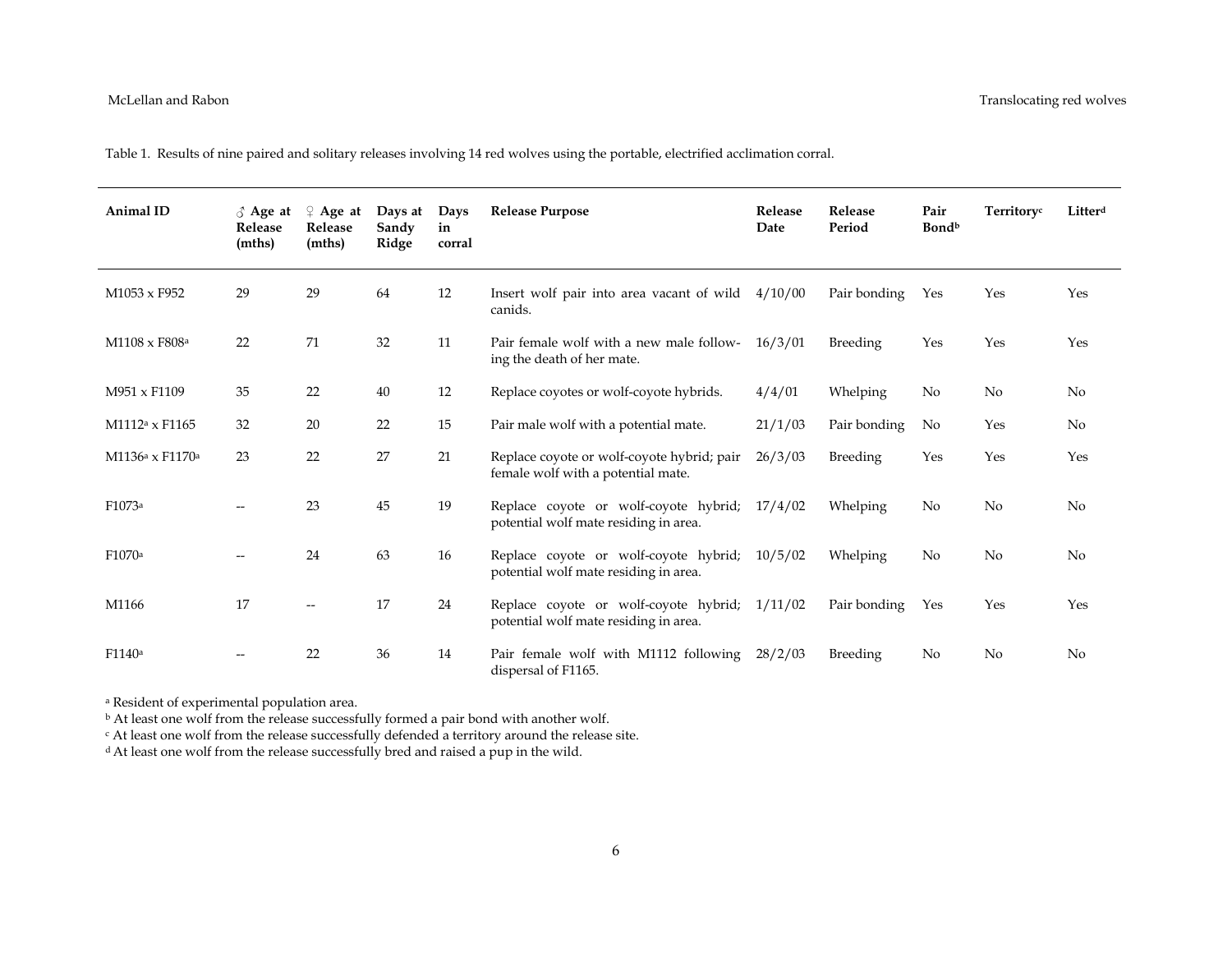Table 1. Results of nine paired and solitary releases involving 14 red wolves using the portable, electrified acclimation corral.

| Animal ID | ♂ Age at Release (mths) | ♀ Age at Release (mths) | Days at Sandy Ridge | Days in corral | Release Purpose | Release Date | Release Period | Pair Bond[b] | Territory[c] | Litter[d] |
|---|---|---|---|---|---|---|---|---|---|---|
| M1053 x F952 | 29 | 29 | 64 | 12 | Insert wolf pair into area vacant of wild canids. | 4/10/00 | Pair bonding | Yes | Yes | Yes |
| M1108 x F808[a] | 22 | 71 | 32 | 11 | Pair female wolf with a new male following the death of her mate. | 16/3/01 | Breeding | Yes | Yes | Yes |
| M951 x F1109 | 35 | 22 | 40 | 12 | Replace coyotes or wolf-coyote hybrids. | 4/4/01 | Whelping | No | No | No |
| M1112[a] x F1165 | 32 | 20 | 22 | 15 | Pair male wolf with a potential mate. | 21/1/03 | Pair bonding | No | Yes | No |
| M1136[a] x F1170[a] | 23 | 22 | 27 | 21 | Replace coyote or wolf-coyote hybrid; pair female wolf with a potential mate. | 26/3/03 | Breeding | Yes | Yes | Yes |
| F1073[a] | -- | 23 | 45 | 19 | Replace coyote or wolf-coyote hybrid; potential wolf mate residing in area. | 17/4/02 | Whelping | No | No | No |
| F1070[a] | -- | 24 | 63 | 16 | Replace coyote or wolf-coyote hybrid; potential wolf mate residing in area. | 10/5/02 | Whelping | No | No | No |
| M1166 | 17 | -- | 17 | 24 | Replace coyote or wolf-coyote hybrid; potential wolf mate residing in area. | 1/11/02 | Pair bonding | Yes | Yes | Yes |
| F1140[a] | -- | 22 | 36 | 14 | Pair female wolf with M1112 following dispersal of F1165. | 28/2/03 | Breeding | No | No | No |

[a] Resident of experimental population area.
[b] At least one wolf from the release successfully formed a pair bond with another wolf.
[c] At least one wolf from the release successfully defended a territory around the release site.
[d] At least one wolf from the release successfully bred and raised a pup in the wild.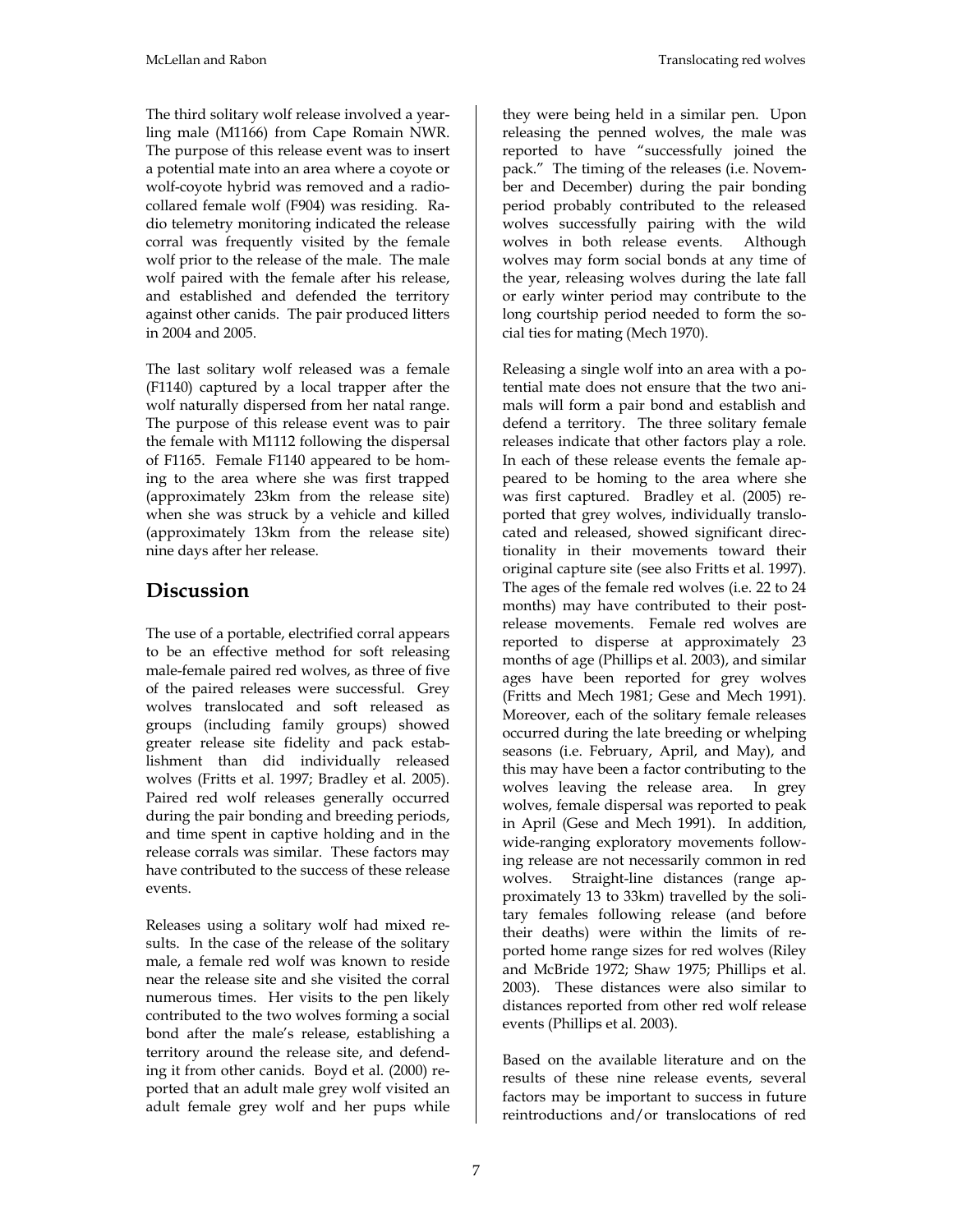The third solitary wolf release involved a yearling male (M1166) from Cape Romain NWR. The purpose of this release event was to insert a potential mate into an area where a coyote or wolf-coyote hybrid was removed and a radio-collared female wolf (F904) was residing. Radio telemetry monitoring indicated the release corral was frequently visited by the female wolf prior to the release of the male. The male wolf paired with the female after his release, and established and defended the territory against other canids. The pair produced litters in 2004 and 2005.

The last solitary wolf released was a female (F1140) captured by a local trapper after the wolf naturally dispersed from her natal range. The purpose of this release event was to pair the female with M1112 following the dispersal of F1165. Female F1140 appeared to be homing to the area where she was first trapped (approximately 23km from the release site) when she was struck by a vehicle and killed (approximately 13km from the release site) nine days after her release.

## Discussion

The use of a portable, electrified corral appears to be an effective method for soft releasing male-female paired red wolves, as three of five of the paired releases were successful. Grey wolves translocated and soft released as groups (including family groups) showed greater release site fidelity and pack establishment than did individually released wolves (Fritts et al. 1997; Bradley et al. 2005). Paired red wolf releases generally occurred during the pair bonding and breeding periods, and time spent in captive holding and in the release corrals was similar. These factors may have contributed to the success of these release events.

Releases using a solitary wolf had mixed results. In the case of the release of the solitary male, a female red wolf was known to reside near the release site and she visited the corral numerous times. Her visits to the pen likely contributed to the two wolves forming a social bond after the male's release, establishing a territory around the release site, and defending it from other canids. Boyd et al. (2000) reported that an adult male grey wolf visited an adult female grey wolf and her pups while they were being held in a similar pen. Upon releasing the penned wolves, the male was reported to have "successfully joined the pack." The timing of the releases (i.e. November and December) during the pair bonding period probably contributed to the released wolves successfully pairing with the wild wolves in both release events. Although wolves may form social bonds at any time of the year, releasing wolves during the late fall or early winter period may contribute to the long courtship period needed to form the social ties for mating (Mech 1970).

Releasing a single wolf into an area with a potential mate does not ensure that the two animals will form a pair bond and establish and defend a territory. The three solitary female releases indicate that other factors play a role. In each of these release events the female appeared to be homing to the area where she was first captured. Bradley et al. (2005) reported that grey wolves, individually translocated and released, showed significant directionality in their movements toward their original capture site (see also Fritts et al. 1997). The ages of the female red wolves (i.e. 22 to 24 months) may have contributed to their post-release movements. Female red wolves are reported to disperse at approximately 23 months of age (Phillips et al. 2003), and similar ages have been reported for grey wolves (Fritts and Mech 1981; Gese and Mech 1991). Moreover, each of the solitary female releases occurred during the late breeding or whelping seasons (i.e. February, April, and May), and this may have been a factor contributing to the wolves leaving the release area. In grey wolves, female dispersal was reported to peak in April (Gese and Mech 1991). In addition, wide-ranging exploratory movements following release are not necessarily common in red wolves. Straight-line distances (range approximately 13 to 33km) travelled by the solitary females following release (and before their deaths) were within the limits of reported home range sizes for red wolves (Riley and McBride 1972; Shaw 1975; Phillips et al. 2003). These distances were also similar to distances reported from other red wolf release events (Phillips et al. 2003).

Based on the available literature and on the results of these nine release events, several factors may be important to success in future reintroductions and/or translocations of red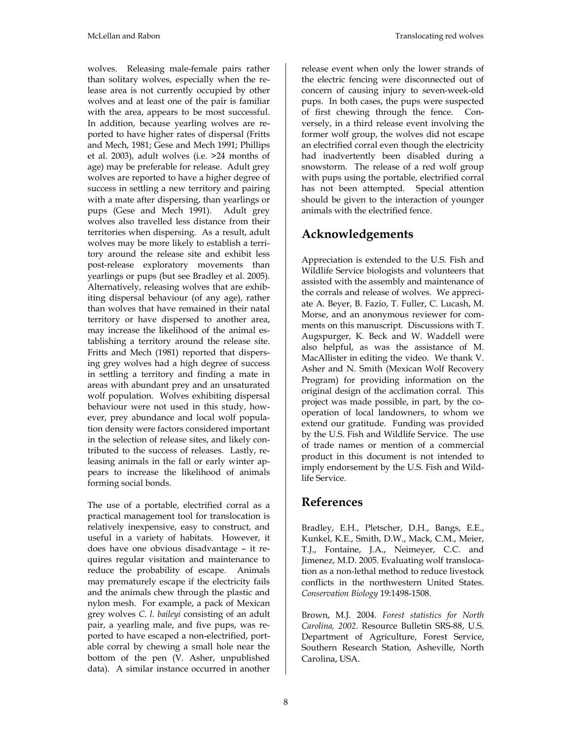wolves. Releasing male-female pairs rather than solitary wolves, especially when the release area is not currently occupied by other wolves and at least one of the pair is familiar with the area, appears to be most successful. In addition, because yearling wolves are reported to have higher rates of dispersal (Fritts and Mech, 1981; Gese and Mech 1991; Phillips et al. 2003), adult wolves (i.e. >24 months of age) may be preferable for release. Adult grey wolves are reported to have a higher degree of success in settling a new territory and pairing with a mate after dispersing, than yearlings or pups (Gese and Mech 1991). Adult grey wolves also travelled less distance from their territories when dispersing. As a result, adult wolves may be more likely to establish a territory around the release site and exhibit less post-release exploratory movements than yearlings or pups (but see Bradley et al. 2005). Alternatively, releasing wolves that are exhibiting dispersal behaviour (of any age), rather than wolves that have remained in their natal territory or have dispersed to another area, may increase the likelihood of the animal establishing a territory around the release site. Fritts and Mech (1981) reported that dispersing grey wolves had a high degree of success in settling a territory and finding a mate in areas with abundant prey and an unsaturated wolf population. Wolves exhibiting dispersal behaviour were not used in this study, however, prey abundance and local wolf population density were factors considered important in the selection of release sites, and likely contributed to the success of releases. Lastly, releasing animals in the fall or early winter appears to increase the likelihood of animals forming social bonds.

The use of a portable, electrified corral as a practical management tool for translocation is relatively inexpensive, easy to construct, and useful in a variety of habitats. However, it does have one obvious disadvantage – it requires regular visitation and maintenance to reduce the probability of escape. Animals may prematurely escape if the electricity fails and the animals chew through the plastic and nylon mesh. For example, a pack of Mexican grey wolves *C. l. baileyi* consisting of an adult pair, a yearling male, and five pups, was reported to have escaped a non-electrified, portable corral by chewing a small hole near the bottom of the pen (V. Asher, unpublished data). A similar instance occurred in another release event when only the lower strands of the electric fencing were disconnected out of concern of causing injury to seven-week-old pups. In both cases, the pups were suspected of first chewing through the fence. Conversely, in a third release event involving the former wolf group, the wolves did not escape an electrified corral even though the electricity had inadvertently been disabled during a snowstorm. The release of a red wolf group with pups using the portable, electrified corral has not been attempted. Special attention should be given to the interaction of younger animals with the electrified fence.

## Acknowledgements

Appreciation is extended to the U.S. Fish and Wildlife Service biologists and volunteers that assisted with the assembly and maintenance of the corrals and release of wolves. We appreciate A. Beyer, B. Fazio, T. Fuller, C. Lucash, M. Morse, and an anonymous reviewer for comments on this manuscript. Discussions with T. Augspurger, K. Beck and W. Waddell were also helpful, as was the assistance of M. MacAllister in editing the video. We thank V. Asher and N. Smith (Mexican Wolf Recovery Program) for providing information on the original design of the acclimation corral. This project was made possible, in part, by the cooperation of local landowners, to whom we extend our gratitude. Funding was provided by the U.S. Fish and Wildlife Service. The use of trade names or mention of a commercial product in this document is not intended to imply endorsement by the U.S. Fish and Wildlife Service.

## References

Bradley, E.H., Pletscher, D.H., Bangs, E.E., Kunkel, K.E., Smith, D.W., Mack, C.M., Meier, T.J., Fontaine, J.A., Neimeyer, C.C. and Jimenez, M.D. 2005. Evaluating wolf translocation as a non-lethal method to reduce livestock conflicts in the northwestern United States. *Conservation Biology* 19:1498-1508.

Brown, M.J. 2004. *Forest statistics for North Carolina, 2002.* Resource Bulletin SRS-88, U.S. Department of Agriculture, Forest Service, Southern Research Station, Asheville, North Carolina, USA.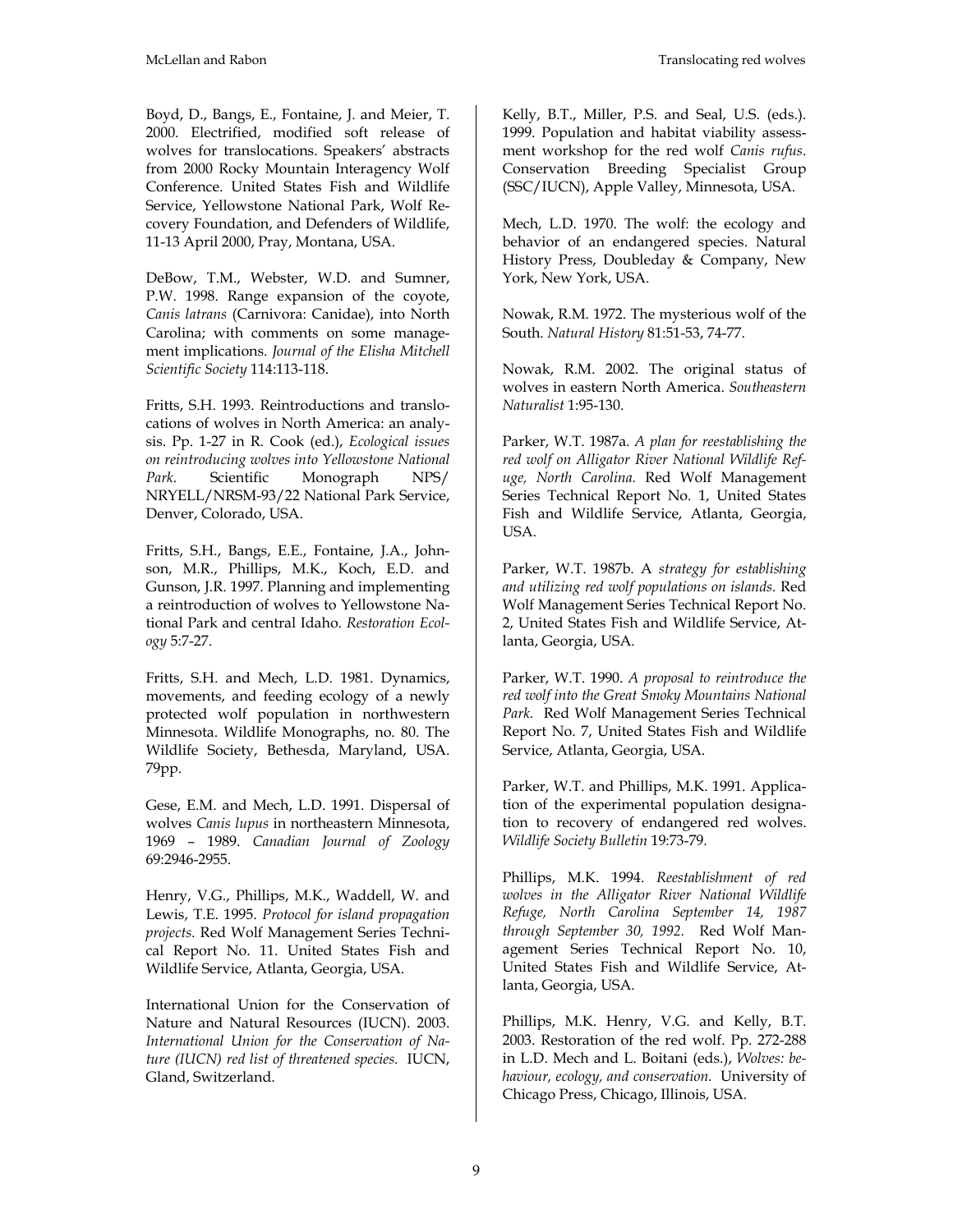Boyd, D., Bangs, E., Fontaine, J. and Meier, T. 2000. Electrified, modified soft release of wolves for translocations. Speakers' abstracts from 2000 Rocky Mountain Interagency Wolf Conference. United States Fish and Wildlife Service, Yellowstone National Park, Wolf Recovery Foundation, and Defenders of Wildlife, 11-13 April 2000, Pray, Montana, USA.

DeBow, T.M., Webster, W.D. and Sumner, P.W. 1998. Range expansion of the coyote, *Canis latrans* (Carnivora: Canidae), into North Carolina; with comments on some management implications. *Journal of the Elisha Mitchell Scientific Society* 114:113-118.

Fritts, S.H. 1993. Reintroductions and translocations of wolves in North America: an analysis. Pp. 1-27 in R. Cook (ed.), *Ecological issues on reintroducing wolves into Yellowstone National Park.* Scientific Monograph NPS/NRYELL/NRSM-93/22 National Park Service, Denver, Colorado, USA.

Fritts, S.H., Bangs, E.E., Fontaine, J.A., Johnson, M.R., Phillips, M.K., Koch, E.D. and Gunson, J.R. 1997. Planning and implementing a reintroduction of wolves to Yellowstone National Park and central Idaho. *Restoration Ecology* 5:7-27.

Fritts, S.H. and Mech, L.D. 1981. Dynamics, movements, and feeding ecology of a newly protected wolf population in northwestern Minnesota. Wildlife Monographs, no. 80. The Wildlife Society, Bethesda, Maryland, USA. 79pp.

Gese, E.M. and Mech, L.D. 1991. Dispersal of wolves *Canis lupus* in northeastern Minnesota, 1969 – 1989. *Canadian Journal of Zoology* 69:2946-2955.

Henry, V.G., Phillips, M.K., Waddell, W. and Lewis, T.E. 1995. *Protocol for island propagation projects.* Red Wolf Management Series Technical Report No. 11. United States Fish and Wildlife Service, Atlanta, Georgia, USA.

International Union for the Conservation of Nature and Natural Resources (IUCN). 2003. *International Union for the Conservation of Nature (IUCN) red list of threatened species.* IUCN, Gland, Switzerland.

Kelly, B.T., Miller, P.S. and Seal, U.S. (eds.). 1999. Population and habitat viability assessment workshop for the red wolf *Canis rufus*. Conservation Breeding Specialist Group (SSC/IUCN), Apple Valley, Minnesota, USA.

Mech, L.D. 1970. The wolf: the ecology and behavior of an endangered species. Natural History Press, Doubleday & Company, New York, New York, USA.

Nowak, R.M. 1972. The mysterious wolf of the South. *Natural History* 81:51-53, 74-77.

Nowak, R.M. 2002. The original status of wolves in eastern North America. *Southeastern Naturalist* 1:95-130.

Parker, W.T. 1987a. *A plan for reestablishing the red wolf on Alligator River National Wildlife Refuge, North Carolina.* Red Wolf Management Series Technical Report No. 1, United States Fish and Wildlife Service, Atlanta, Georgia, USA.

Parker, W.T. 1987b. A *strategy for establishing and utilizing red wolf populations on islands.* Red Wolf Management Series Technical Report No. 2, United States Fish and Wildlife Service, Atlanta, Georgia, USA.

Parker, W.T. 1990. *A proposal to reintroduce the red wolf into the Great Smoky Mountains National Park.* Red Wolf Management Series Technical Report No. 7, United States Fish and Wildlife Service, Atlanta, Georgia, USA.

Parker, W.T. and Phillips, M.K. 1991. Application of the experimental population designation to recovery of endangered red wolves. *Wildlife Society Bulletin* 19:73-79.

Phillips, M.K. 1994. *Reestablishment of red wolves in the Alligator River National Wildlife Refuge, North Carolina September 14, 1987 through September 30, 1992.* Red Wolf Management Series Technical Report No. 10, United States Fish and Wildlife Service, Atlanta, Georgia, USA.

Phillips, M.K. Henry, V.G. and Kelly, B.T. 2003. Restoration of the red wolf. Pp. 272-288 in L.D. Mech and L. Boitani (eds.), *Wolves: behaviour, ecology, and conservation.* University of Chicago Press, Chicago, Illinois, USA.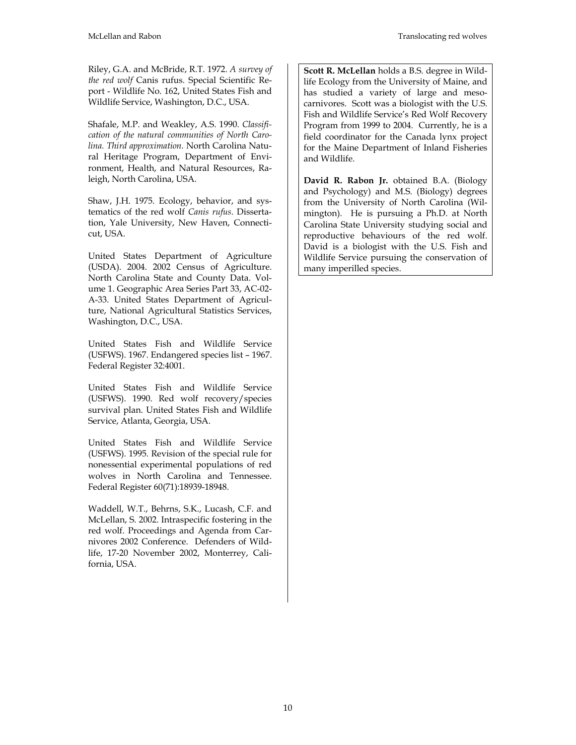Riley, G.A. and McBride, R.T. 1972. *A survey of the red wolf* Canis rufus. Special Scientific Report - Wildlife No. 162, United States Fish and Wildlife Service, Washington, D.C., USA.

Shafale, M.P. and Weakley, A.S. 1990. *Classification of the natural communities of North Carolina. Third approximation.* North Carolina Natural Heritage Program, Department of Environment, Health, and Natural Resources, Raleigh, North Carolina, USA.

Shaw, J.H. 1975. Ecology, behavior, and systematics of the red wolf *Canis rufus*. Dissertation, Yale University, New Haven, Connecticut, USA.

United States Department of Agriculture (USDA). 2004. 2002 Census of Agriculture. North Carolina State and County Data. Volume 1. Geographic Area Series Part 33, AC-02-A-33. United States Department of Agriculture, National Agricultural Statistics Services, Washington, D.C., USA.

United States Fish and Wildlife Service (USFWS). 1967. Endangered species list – 1967. Federal Register 32:4001.

United States Fish and Wildlife Service (USFWS). 1990. Red wolf recovery/species survival plan. United States Fish and Wildlife Service, Atlanta, Georgia, USA.

United States Fish and Wildlife Service (USFWS). 1995. Revision of the special rule for nonessential experimental populations of red wolves in North Carolina and Tennessee. Federal Register 60(71):18939-18948.

Waddell, W.T., Behrns, S.K., Lucash, C.F. and McLellan, S. 2002. Intraspecific fostering in the red wolf. Proceedings and Agenda from Carnivores 2002 Conference. Defenders of Wildlife, 17-20 November 2002, Monterrey, California, USA.

**Scott R. McLellan** holds a B.S. degree in Wildlife Ecology from the University of Maine, and has studied a variety of large and mesocarnivores. Scott was a biologist with the U.S. Fish and Wildlife Service's Red Wolf Recovery Program from 1999 to 2004. Currently, he is a field coordinator for the Canada lynx project for the Maine Department of Inland Fisheries and Wildlife.

**David R. Rabon Jr.** obtained B.A. (Biology and Psychology) and M.S. (Biology) degrees from the University of North Carolina (Wilmington). He is pursuing a Ph.D. at North Carolina State University studying social and reproductive behaviours of the red wolf. David is a biologist with the U.S. Fish and Wildlife Service pursuing the conservation of many imperilled species.